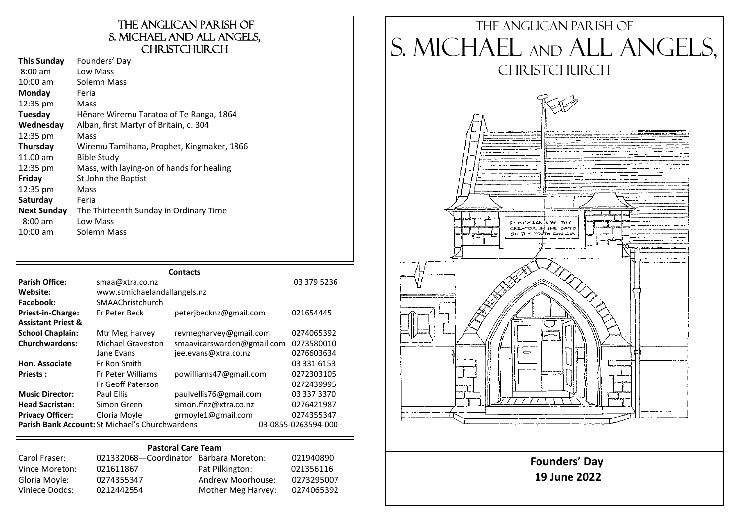# The Anglican Parish of S. Michael and All Angels, Christchurch

| | |
|---|---|
| **This Sunday** | Founders' Day |
| 8:00 am | Low Mass |
| 10:00 am | Solemn Mass |
| **Monday** | Feria |
| 12:35 pm | Mass |
| **Tuesday** | Hēnare Wiremu Taratoa of Te Ranga, 1864 |
| **Wednesday** | Alban, first Martyr of Britain, c. 304 |
| 12:35 pm | Mass |
| **Thursday** | Wiremu Tamihana, Prophet, Kingmaker, 1866 |
| 11.00 am | Bible Study |
| 12:35 pm | Mass, with laying-on of hands for healing |
| **Friday** | St John the Baptist |
| 12:35 pm | Mass |
| **Saturday** | Feria |
| **Next Sunday** | The Thirteenth Sunday in Ordinary Time |
| 8:00 am | Low Mass |
| 10:00 am | Solemn Mass |

## Contacts

| | | | |
|---|---|---|---|
| **Parish Office:** | smaa@xtra.co.nz | | 03 379 5236 |
| **Website:** | www.stmichaelandallangels.nz | | |
| **Facebook:** | SMAAChristchurch | | |
| **Priest-in-Charge:** | Fr Peter Beck | peterjbecknz@gmail.com | 021654445 |
| **Assistant Priest & School Chaplain:** | Mtr Meg Harvey | revmegharvey@gmail.com | 0274065392 |
| **Churchwardens:** | Michael Graveston | smaavicarswarden@gmail.com | 0273580010 |
| | Jane Evans | jee.evans@xtra.co.nz | 0276603634 |
| **Hon. Associate Priests:** | Fr Ron Smith | | 03 331 6153 |
| | Fr Peter Williams | powilliams47@gmail.com | 0272303105 |
| | Fr Geoff Paterson | | 0272439995 |
| **Music Director:** | Paul Ellis | paulvellis76@gmail.com | 03 337 3370 |
| **Head Sacristan:** | Simon Green | simon.ffnz@xtra.co.nz | 0276421987 |
| **Privacy Officer:** | Gloria Moyle | grmoyle1@gmail.com | 0274355347 |
| **Parish Bank Account:** | St Michael's Churchwardens | | 03-0855-0263594-000 |

## Pastoral Care Team

| | | | |
|---|---|---|---|
| Carol Fraser: | 021332068—Coordinator | Barbara Moreton: | 021940890 |
| Vince Moreton: | 021611867 | Pat Pilkington: | 021356116 |
| Gloria Moyle: | 0274355347 | Andrew Moorhouse: | 0273295007 |
| Viniece Dodds: | 0212442554 | Mother Meg Harvey: | 0274065392 |

# The Anglican Parish of S. Michael and All Angels, Christchurch

**Founders' Day**

**19 June 2022**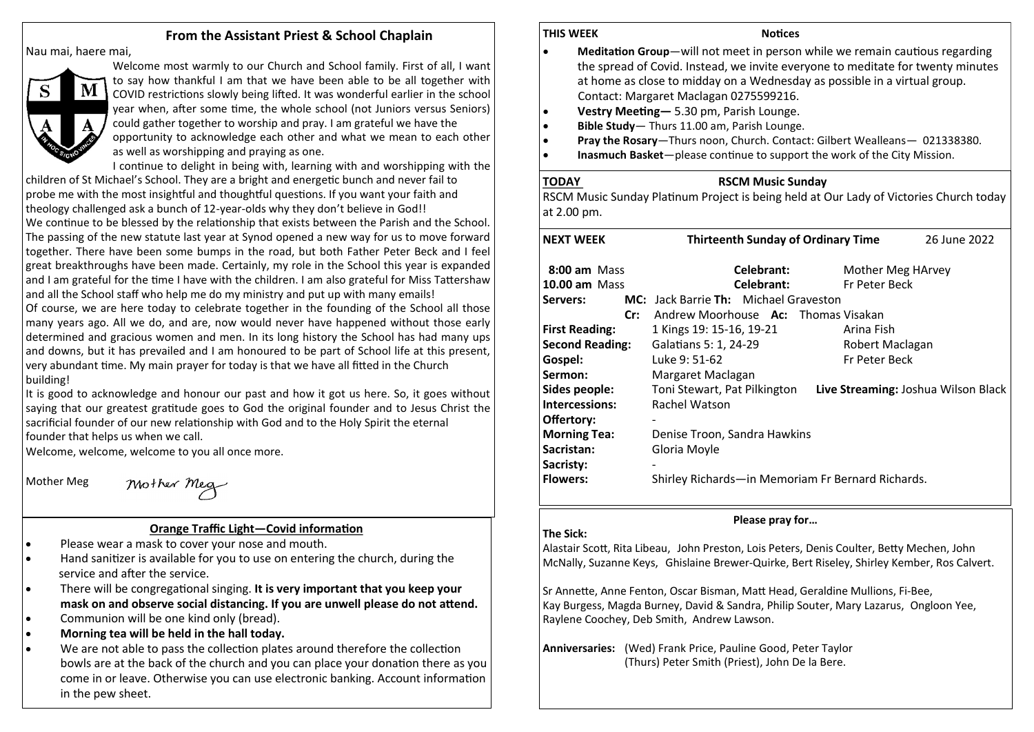## From the Assistant Priest & School Chaplain

Nau mai, haere mai,

Welcome most warmly to our Church and School family. First of all, I want to say how thankful I am that we have been able to be all together with COVID restrictions slowly being lifted. It was wonderful earlier in the school year when, after some time, the whole school (not Juniors versus Seniors) could gather together to worship and pray. I am grateful we have the opportunity to acknowledge each other and what we mean to each other as well as worshipping and praying as one.

I continue to delight in being with, learning with and worshipping with the children of St Michael's School. They are a bright and energetic bunch and never fail to probe me with the most insightful and thoughtful questions. If you want your faith and theology challenged ask a bunch of 12-year-olds why they don't believe in God!!

We continue to be blessed by the relationship that exists between the Parish and the School. The passing of the new statute last year at Synod opened a new way for us to move forward together. There have been some bumps in the road, but both Father Peter Beck and I feel great breakthroughs have been made. Certainly, my role in the School this year is expanded and I am grateful for the time I have with the children. I am also grateful for Miss Tattershaw and all the School staff who help me do my ministry and put up with many emails!

Of course, we are here today to celebrate together in the founding of the School all those many years ago. All we do, and are, now would never have happened without those early determined and gracious women and men. In its long history the School has had many ups and downs, but it has prevailed and I am honoured to be part of School life at this present, very abundant time. My main prayer for today is that we have all fitted in the Church building!

It is good to acknowledge and honour our past and how it got us here. So, it goes without saying that our greatest gratitude goes to God the original founder and to Jesus Christ the sacrificial founder of our new relationship with God and to the Holy Spirit the eternal founder that helps us when we call.

Welcome, welcome, welcome to you all once more.

Mother Meg

*Mother Meg*

### Orange Traffic Light—Covid information

- Please wear a mask to cover your nose and mouth.
- Hand sanitizer is available for you to use on entering the church, during the service and after the service.
- There will be congregational singing. **It is very important that you keep your mask on and observe social distancing. If you are unwell please do not attend.**
- Communion will be one kind only (bread).
- **Morning tea will be held in the hall today.**
- We are not able to pass the collection plates around therefore the collection bowls are at the back of the church and you can place your donation there as you come in or leave. Otherwise you can use electronic banking. Account information in the pew sheet.

**THIS WEEK** **Notices**

- **Meditation Group**—will not meet in person while we remain cautious regarding the spread of Covid. Instead, we invite everyone to meditate for twenty minutes at home as close to midday on a Wednesday as possible in a virtual group. Contact: Margaret Maclagan 0275599216.
- **Vestry Meeting—** 5.30 pm, Parish Lounge.
- **Bible Study**— Thurs 11.00 am, Parish Lounge.
- **Pray the Rosary**—Thurs noon, Church. Contact: Gilbert Wealleans— 021338380.
- **Inasmuch Basket**—please continue to support the work of the City Mission.

**TODAY** **RSCM Music Sunday**

RSCM Music Sunday Platinum Project is being held at Our Lady of Victories Church today at 2.00 pm.

**NEXT WEEK** **Thirteenth Sunday of Ordinary Time** 26 June 2022

**8:00 am** Mass **Celebrant:** Mother Meg HArvey
**10.00 am** Mass **Celebrant:** Fr Peter Beck

**Servers:** **MC:** Jack Barrie **Th:** Michael Graveston
**Cr:** Andrew Moorhouse **Ac:** Thomas Visakan

**First Reading:** 1 Kings 19: 15-16, 19-21 — Arina Fish
**Second Reading:** Galatians 5: 1, 24-29 — Robert Maclagan
**Gospel:** Luke 9: 51-62 — Fr Peter Beck
**Sermon:** Margaret Maclagan
**Sides people:** Toni Stewart, Pat Pilkington **Live Streaming:** Joshua Wilson Black
**Intercessions:** Rachel Watson
**Offertory:** -
**Morning Tea:** Denise Troon, Sandra Hawkins
**Sacristan:** Gloria Moyle
**Sacristy:** -
**Flowers:** Shirley Richards—in Memoriam Fr Bernard Richards.

### Please pray for…

**The Sick:**

Alastair Scott, Rita Libeau, John Preston, Lois Peters, Denis Coulter, Betty Mechen, John McNally, Suzanne Keys, Ghislaine Brewer-Quirke, Bert Riseley, Shirley Kember, Ros Calvert.

Sr Annette, Anne Fenton, Oscar Bisman, Matt Head, Geraldine Mullions, Fi-Bee, Kay Burgess, Magda Burney, David & Sandra, Philip Souter, Mary Lazarus, Ongloon Yee, Raylene Coochey, Deb Smith, Andrew Lawson.

**Anniversaries:** (Wed) Frank Price, Pauline Good, Peter Taylor
(Thurs) Peter Smith (Priest), John De la Bere.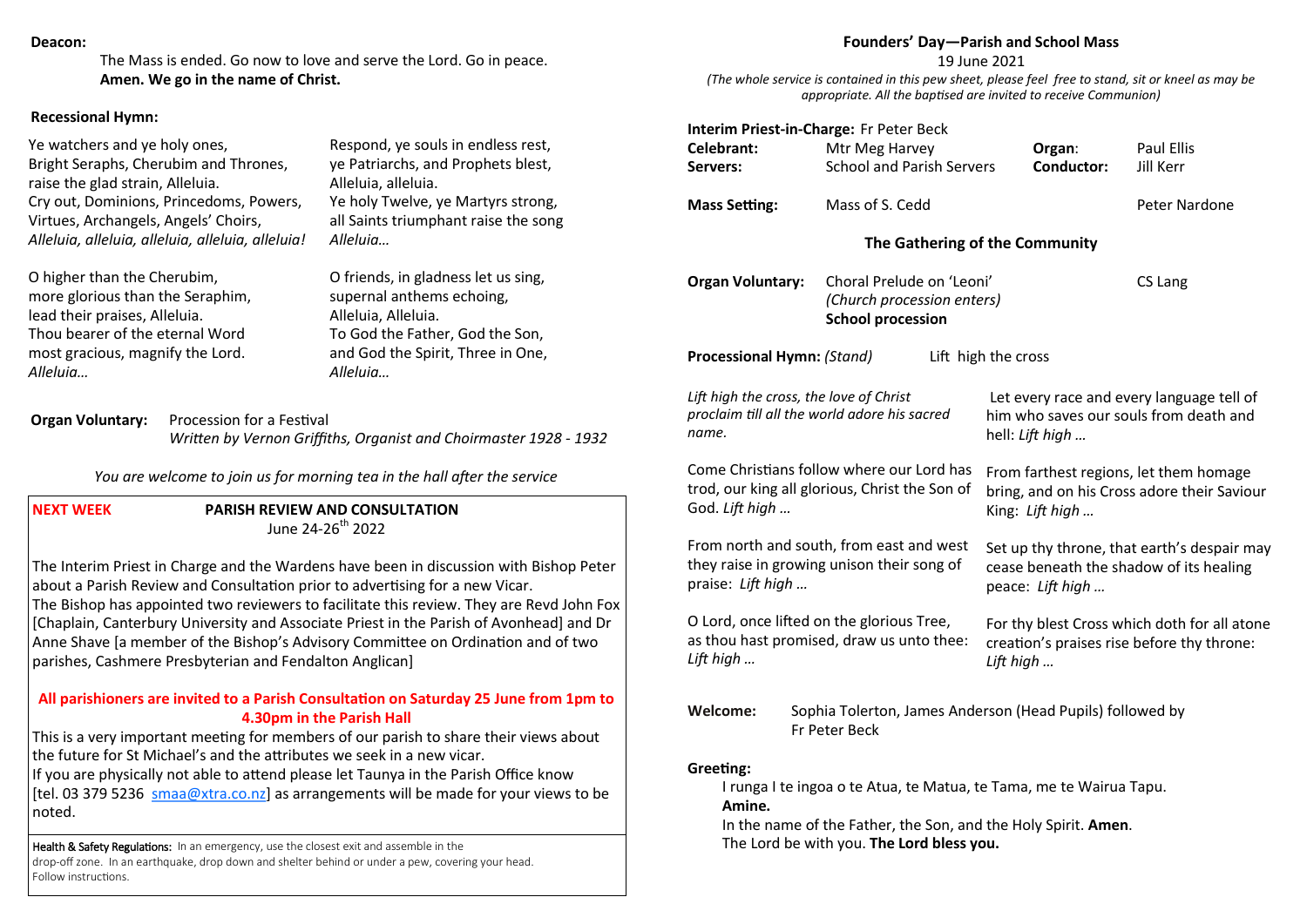**Deacon:**

The Mass is ended. Go now to love and serve the Lord. Go in peace.
**Amen. We go in the name of Christ.**

**Recessional Hymn:**

Ye watchers and ye holy ones,
Bright Seraphs, Cherubim and Thrones,
raise the glad strain, Alleluia.
Cry out, Dominions, Princedoms, Powers,
Virtues, Archangels, Angels' Choirs,
*Alleluia, alleluia, alleluia, alleluia, alleluia!*

O higher than the Cherubim,
more glorious than the Seraphim,
lead their praises, Alleluia.
Thou bearer of the eternal Word
most gracious, magnify the Lord.
*Alleluia…*

Respond, ye souls in endless rest,
ye Patriarchs, and Prophets blest,
Alleluia, alleluia.
Ye holy Twelve, ye Martyrs strong,
all Saints triumphant raise the song
*Alleluia…*

O friends, in gladness let us sing,
supernal anthems echoing,
Alleluia, Alleluia.
To God the Father, God the Son,
and God the Spirit, Three in One,
*Alleluia…*

**Organ Voluntary:** Procession for a Festival
*Written by Vernon Griffiths, Organist and Choirmaster 1928 - 1932*

*You are welcome to join us for morning tea in the hall after the service*

**NEXT WEEK** **PARISH REVIEW AND CONSULTATION**
June 24-26th 2022

The Interim Priest in Charge and the Wardens have been in discussion with Bishop Peter about a Parish Review and Consultation prior to advertising for a new Vicar.
The Bishop has appointed two reviewers to facilitate this review. They are Revd John Fox [Chaplain, Canterbury University and Associate Priest in the Parish of Avonhead] and Dr Anne Shave [a member of the Bishop's Advisory Committee on Ordination and of two parishes, Cashmere Presbyterian and Fendalton Anglican]

**All parishioners are invited to a Parish Consultation on Saturday 25 June from 1pm to 4.30pm in the Parish Hall**

This is a very important meeting for members of our parish to share their views about the future for St Michael's and the attributes we seek in a new vicar.
If you are physically not able to attend please let Taunya in the Parish Office know [tel. 03 379 5236 smaa@xtra.co.nz] as arrangements will be made for your views to be noted.

**Health & Safety Regulations:** In an emergency, use the closest exit and assemble in the drop-off zone. In an earthquake, drop down and shelter behind or under a pew, covering your head. Follow instructions.

## Founders' Day—Parish and School Mass

19 June 2021

*(The whole service is contained in this pew sheet, please feel free to stand, sit or kneel as may be appropriate. All the baptised are invited to receive Communion)*

**Interim Priest-in-Charge:** Fr Peter Beck
**Celebrant:** Mtr Meg Harvey **Organ:** Paul Ellis
**Servers:** School and Parish Servers **Conductor:** Jill Kerr

**Mass Setting:** Mass of S. Cedd — Peter Nardone

### The Gathering of the Community

**Organ Voluntary:** Choral Prelude on 'Leoni' — CS Lang
*(Church procession enters)*
**School procession**

**Processional Hymn:** *(Stand)* Lift high the cross

*Lift high the cross, the love of Christ proclaim till all the world adore his sacred name.*

Come Christians follow where our Lord has trod, our king all glorious, Christ the Son of God. *Lift high …*

From north and south, from east and west they raise in growing unison their song of praise: *Lift high …*

O Lord, once lifted on the glorious Tree, as thou hast promised, draw us unto thee: *Lift high …*

Let every race and every language tell of him who saves our souls from death and hell: *Lift high …*

From farthest regions, let them homage bring, and on his Cross adore their Saviour King: *Lift high …*

Set up thy throne, that earth's despair may cease beneath the shadow of its healing peace: *Lift high …*

For thy blest Cross which doth for all atone creation's praises rise before thy throne: *Lift high …*

**Welcome:** Sophia Tolerton, James Anderson (Head Pupils) followed by Fr Peter Beck

**Greeting:**

I runga I te ingoa o te Atua, te Matua, te Tama, me te Wairua Tapu.
**Amine.**
In the name of the Father, the Son, and the Holy Spirit. **Amen**.
The Lord be with you. **The Lord bless you.**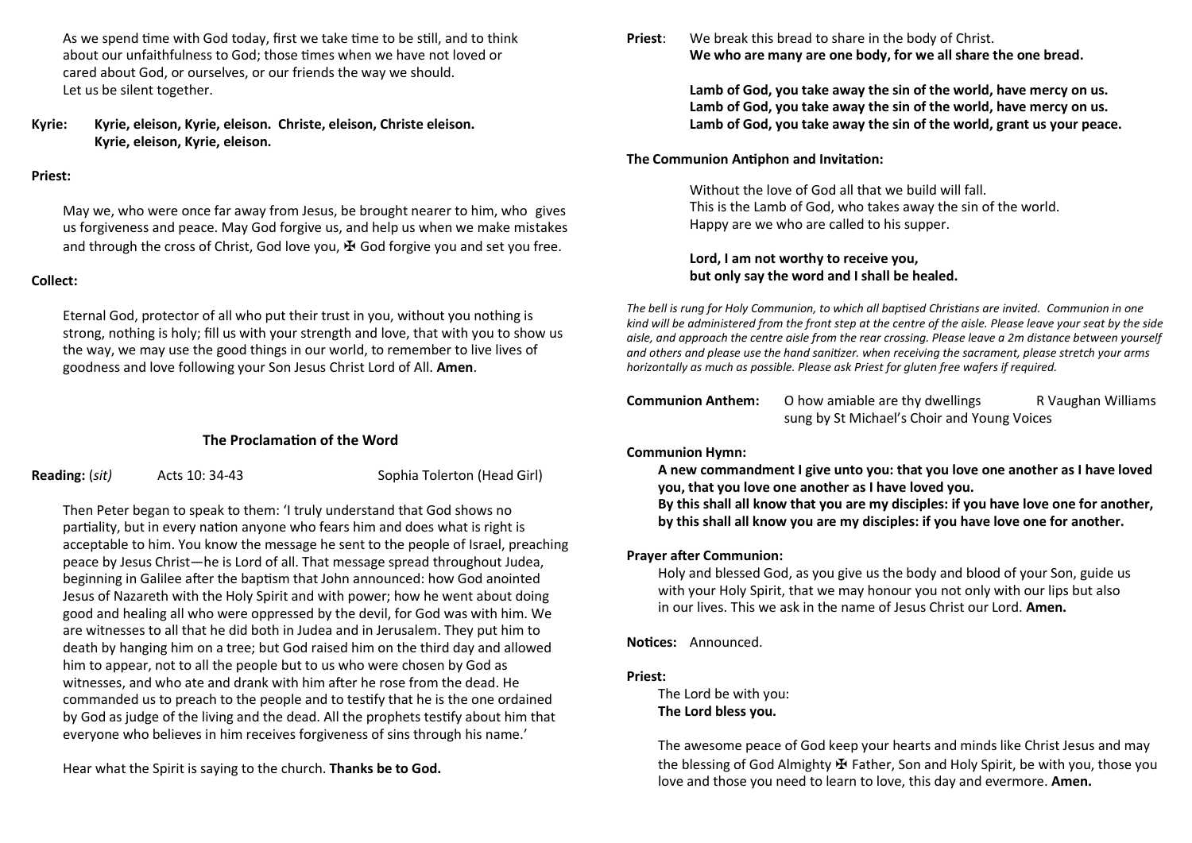As we spend time with God today, first we take time to be still, and to think about our unfaithfulness to God; those times when we have not loved or cared about God, or ourselves, or our friends the way we should.
Let us be silent together.

**Kyrie:** **Kyrie, eleison, Kyrie, eleison. Christe, eleison, Christe eleison. Kyrie, eleison, Kyrie, eleison.**

**Priest:**

May we, who were once far away from Jesus, be brought nearer to him, who gives us forgiveness and peace. May God forgive us, and help us when we make mistakes and through the cross of Christ, God love you, ✠ God forgive you and set you free.

**Collect:**

Eternal God, protector of all who put their trust in you, without you nothing is strong, nothing is holy; fill us with your strength and love, that with you to show us the way, we may use the good things in our world, to remember to live lives of goodness and love following your Son Jesus Christ Lord of All. **Amen**.

## The Proclamation of the Word

**Reading:** (*sit*) Acts 10: 34-43 Sophia Tolerton (Head Girl)

Then Peter began to speak to them: 'I truly understand that God shows no partiality, but in every nation anyone who fears him and does what is right is acceptable to him. You know the message he sent to the people of Israel, preaching peace by Jesus Christ—he is Lord of all. That message spread throughout Judea, beginning in Galilee after the baptism that John announced: how God anointed Jesus of Nazareth with the Holy Spirit and with power; how he went about doing good and healing all who were oppressed by the devil, for God was with him. We are witnesses to all that he did both in Judea and in Jerusalem. They put him to death by hanging him on a tree; but God raised him on the third day and allowed him to appear, not to all the people but to us who were chosen by God as witnesses, and who ate and drank with him after he rose from the dead. He commanded us to preach to the people and to testify that he is the one ordained by God as judge of the living and the dead. All the prophets testify about him that everyone who believes in him receives forgiveness of sins through his name.'

Hear what the Spirit is saying to the church. **Thanks be to God.**

**Priest**: We break this bread to share in the body of Christ.
**We who are many are one body, for we all share the one bread.**

**Lamb of God, you take away the sin of the world, have mercy on us.**
**Lamb of God, you take away the sin of the world, have mercy on us.**
**Lamb of God, you take away the sin of the world, grant us your peace.**

**The Communion Antiphon and Invitation:**

Without the love of God all that we build will fall.
This is the Lamb of God, who takes away the sin of the world.
Happy are we who are called to his supper.

**Lord, I am not worthy to receive you,**
**but only say the word and I shall be healed.**

*The bell is rung for Holy Communion, to which all baptised Christians are invited. Communion in one kind will be administered from the front step at the centre of the aisle. Please leave your seat by the side aisle, and approach the centre aisle from the rear crossing. Please leave a 2m distance between yourself and others and please use the hand sanitizer. when receiving the sacrament, please stretch your arms horizontally as much as possible. Please ask Priest for gluten free wafers if required.*

**Communion Anthem:** O how amiable are thy dwellings R Vaughan Williams
sung by St Michael's Choir and Young Voices

**Communion Hymn:**

**A new commandment I give unto you: that you love one another as I have loved you, that you love one another as I have loved you.**
**By this shall all know that you are my disciples: if you have love one for another, by this shall all know you are my disciples: if you have love one for another.**

**Prayer after Communion:**

Holy and blessed God, as you give us the body and blood of your Son, guide us with your Holy Spirit, that we may honour you not only with our lips but also in our lives. This we ask in the name of Jesus Christ our Lord. **Amen.**

**Notices:** Announced.

**Priest:**

The Lord be with you:
**The Lord bless you.**

The awesome peace of God keep your hearts and minds like Christ Jesus and may the blessing of God Almighty ✠ Father, Son and Holy Spirit, be with you, those you love and those you need to learn to love, this day and evermore. **Amen.**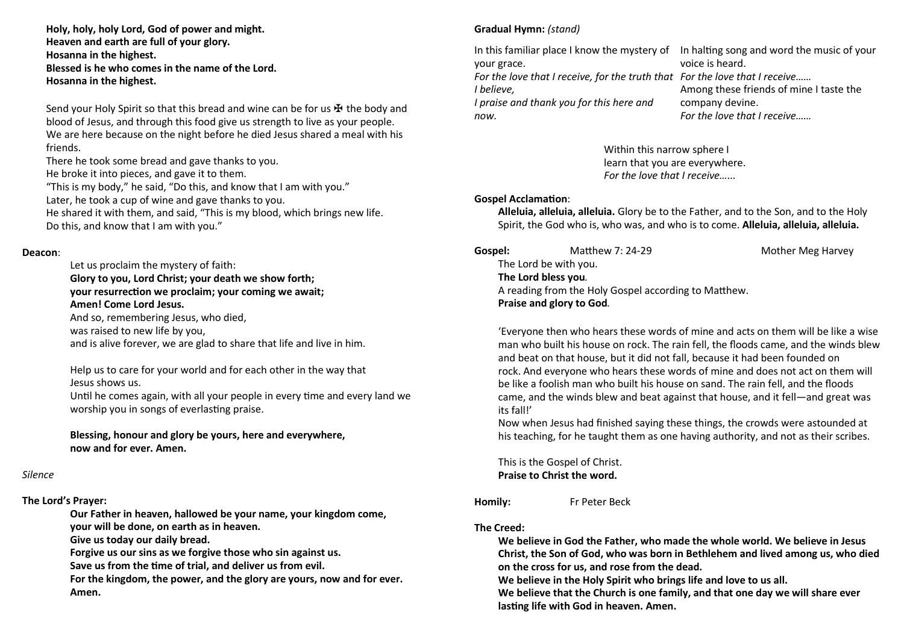**Holy, holy, holy Lord, God of power and might.**
**Heaven and earth are full of your glory.**
**Hosanna in the highest.**
**Blessed is he who comes in the name of the Lord.**
**Hosanna in the highest.**

Send your Holy Spirit so that this bread and wine can be for us ✠ the body and blood of Jesus, and through this food give us strength to live as your people.
We are here because on the night before he died Jesus shared a meal with his friends.
There he took some bread and gave thanks to you.
He broke it into pieces, and gave it to them.
"This is my body," he said, "Do this, and know that I am with you."
Later, he took a cup of wine and gave thanks to you.
He shared it with them, and said, "This is my blood, which brings new life.
Do this, and know that I am with you."

**Deacon**:

Let us proclaim the mystery of faith:
**Glory to you, Lord Christ; your death we show forth;**
**your resurrection we proclaim; your coming we await;**
**Amen! Come Lord Jesus.**
And so, remembering Jesus, who died,
was raised to new life by you,
and is alive forever, we are glad to share that life and live in him.

Help us to care for your world and for each other in the way that Jesus shows us.
Until he comes again, with all your people in every time and every land we worship you in songs of everlasting praise.

**Blessing, honour and glory be yours, here and everywhere,**
**now and for ever. Amen.**

*Silence*

**The Lord's Prayer:**

**Our Father in heaven, hallowed be your name, your kingdom come,**
**your will be done, on earth as in heaven.**
**Give us today our daily bread.**
**Forgive us our sins as we forgive those who sin against us.**
**Save us from the time of trial, and deliver us from evil.**
**For the kingdom, the power, and the glory are yours, now and for ever.**
**Amen.**

**Gradual Hymn:** *(stand)*

In this familiar place I know the mystery of your grace.
*For the love that I receive, for the truth that I believe,*
*I praise and thank you for this here and now.*

In halting song and word the music of your voice is heard.
*For the love that I receive……*

Among these friends of mine I taste the company devine.
*For the love that I receive……*

Within this narrow sphere I
learn that you are everywhere.
*For the love that I receive……*

**Gospel Acclamation**:

**Alleluia, alleluia, alleluia.** Glory be to the Father, and to the Son, and to the Holy Spirit, the God who is, who was, and who is to come. **Alleluia, alleluia, alleluia.**

**Gospel:** Matthew 7: 24-29 Mother Meg Harvey

The Lord be with you.
**The Lord bless you**.
A reading from the Holy Gospel according to Matthew.
**Praise and glory to God**.

'Everyone then who hears these words of mine and acts on them will be like a wise man who built his house on rock. The rain fell, the floods came, and the winds blew and beat on that house, but it did not fall, because it had been founded on rock. And everyone who hears these words of mine and does not act on them will be like a foolish man who built his house on sand. The rain fell, and the floods came, and the winds blew and beat against that house, and it fell—and great was its fall!'
Now when Jesus had finished saying these things, the crowds were astounded at his teaching, for he taught them as one having authority, and not as their scribes.

This is the Gospel of Christ.
**Praise to Christ the word.**

**Homily:** Fr Peter Beck

**The Creed:**

**We believe in God the Father, who made the whole world. We believe in Jesus Christ, the Son of God, who was born in Bethlehem and lived among us, who died on the cross for us, and rose from the dead.**
**We believe in the Holy Spirit who brings life and love to us all.**
**We believe that the Church is one family, and that one day we will share ever lasting life with God in heaven. Amen.**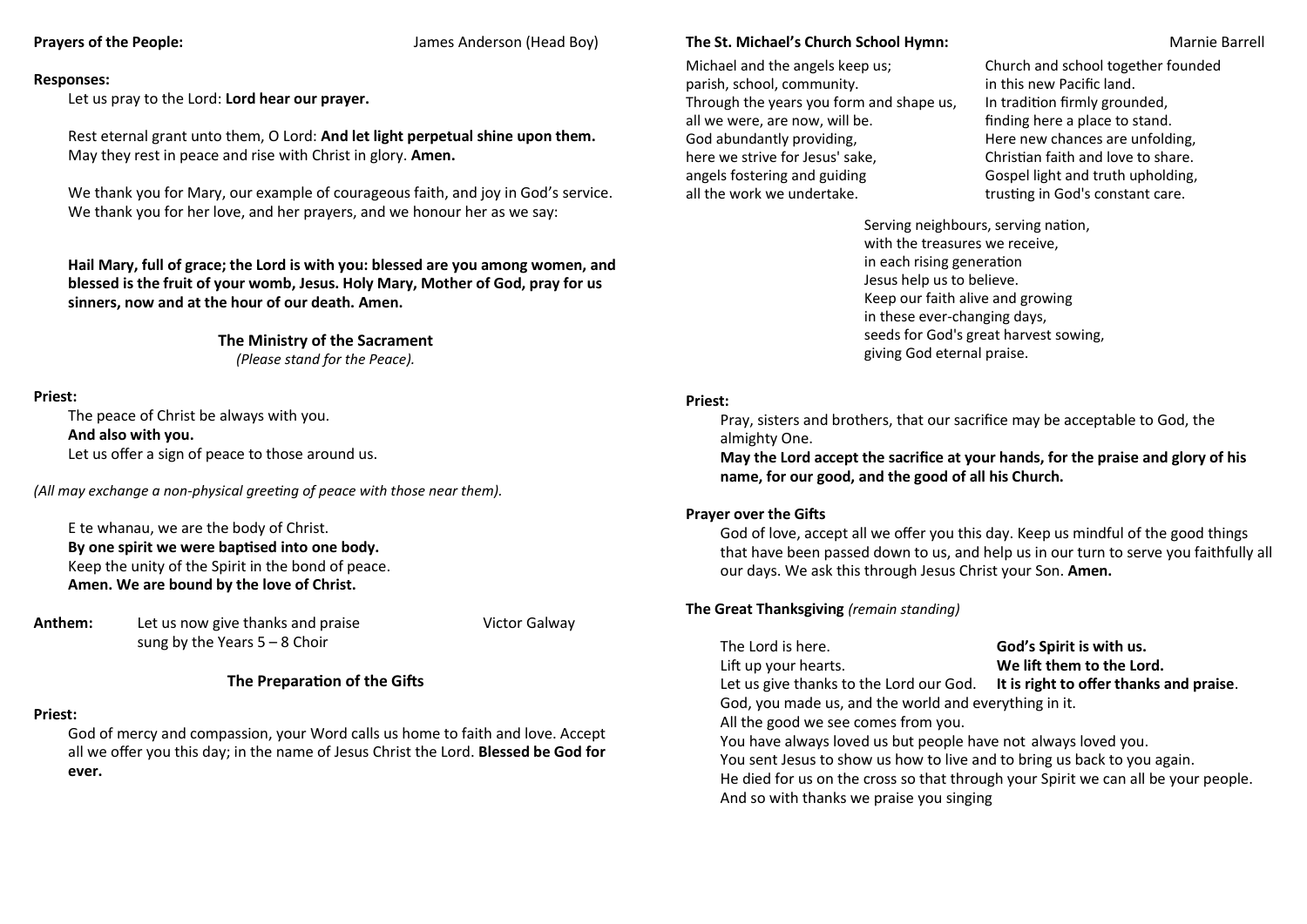**Prayers of the People:** James Anderson (Head Boy)

**Responses:**

Let us pray to the Lord: **Lord hear our prayer.**

Rest eternal grant unto them, O Lord: **And let light perpetual shine upon them.** May they rest in peace and rise with Christ in glory. **Amen.**

We thank you for Mary, our example of courageous faith, and joy in God's service. We thank you for her love, and her prayers, and we honour her as we say:

**Hail Mary, full of grace; the Lord is with you: blessed are you among women, and blessed is the fruit of your womb, Jesus. Holy Mary, Mother of God, pray for us sinners, now and at the hour of our death. Amen.**

## The Ministry of the Sacrament

*(Please stand for the Peace).*

**Priest:**

The peace of Christ be always with you.
**And also with you.**
Let us offer a sign of peace to those around us.

*(All may exchange a non-physical greeting of peace with those near them).*

E te whanau, we are the body of Christ.
**By one spirit we were baptised into one body.**
Keep the unity of the Spirit in the bond of peace.
**Amen. We are bound by the love of Christ.**

**Anthem:** Let us now give thanks and praise — Victor Galway
sung by the Years 5 – 8 Choir

## The Preparation of the Gifts

**Priest:**

God of mercy and compassion, your Word calls us home to faith and love. Accept all we offer you this day; in the name of Jesus Christ the Lord. **Blessed be God for ever.**

**The St. Michael's Church School Hymn:** Marnie Barrell

Michael and the angels keep us;
parish, school, community.
Through the years you form and shape us,
all we were, are now, will be.
God abundantly providing,
here we strive for Jesus' sake,
angels fostering and guiding
all the work we undertake.

Church and school together founded
in this new Pacific land.
In tradition firmly grounded,
finding here a place to stand.
Here new chances are unfolding,
Christian faith and love to share.
Gospel light and truth upholding,
trusting in God's constant care.

Serving neighbours, serving nation,
with the treasures we receive,
in each rising generation
Jesus help us to believe.
Keep our faith alive and growing
in these ever-changing days,
seeds for God's great harvest sowing,
giving God eternal praise.

**Priest:**

Pray, sisters and brothers, that our sacrifice may be acceptable to God, the almighty One.
**May the Lord accept the sacrifice at your hands, for the praise and glory of his name, for our good, and the good of all his Church.**

**Prayer over the Gifts**

God of love, accept all we offer you this day. Keep us mindful of the good things that have been passed down to us, and help us in our turn to serve you faithfully all our days. We ask this through Jesus Christ your Son. **Amen.**

**The Great Thanksgiving** *(remain standing)*

The Lord is here. **God's Spirit is with us.**
Lift up your hearts. **We lift them to the Lord.**
Let us give thanks to the Lord our God. **It is right to offer thanks and praise**.
God, you made us, and the world and everything in it.
All the good we see comes from you.
You have always loved us but people have not always loved you.
You sent Jesus to show us how to live and to bring us back to you again.
He died for us on the cross so that through your Spirit we can all be your people.
And so with thanks we praise you singing